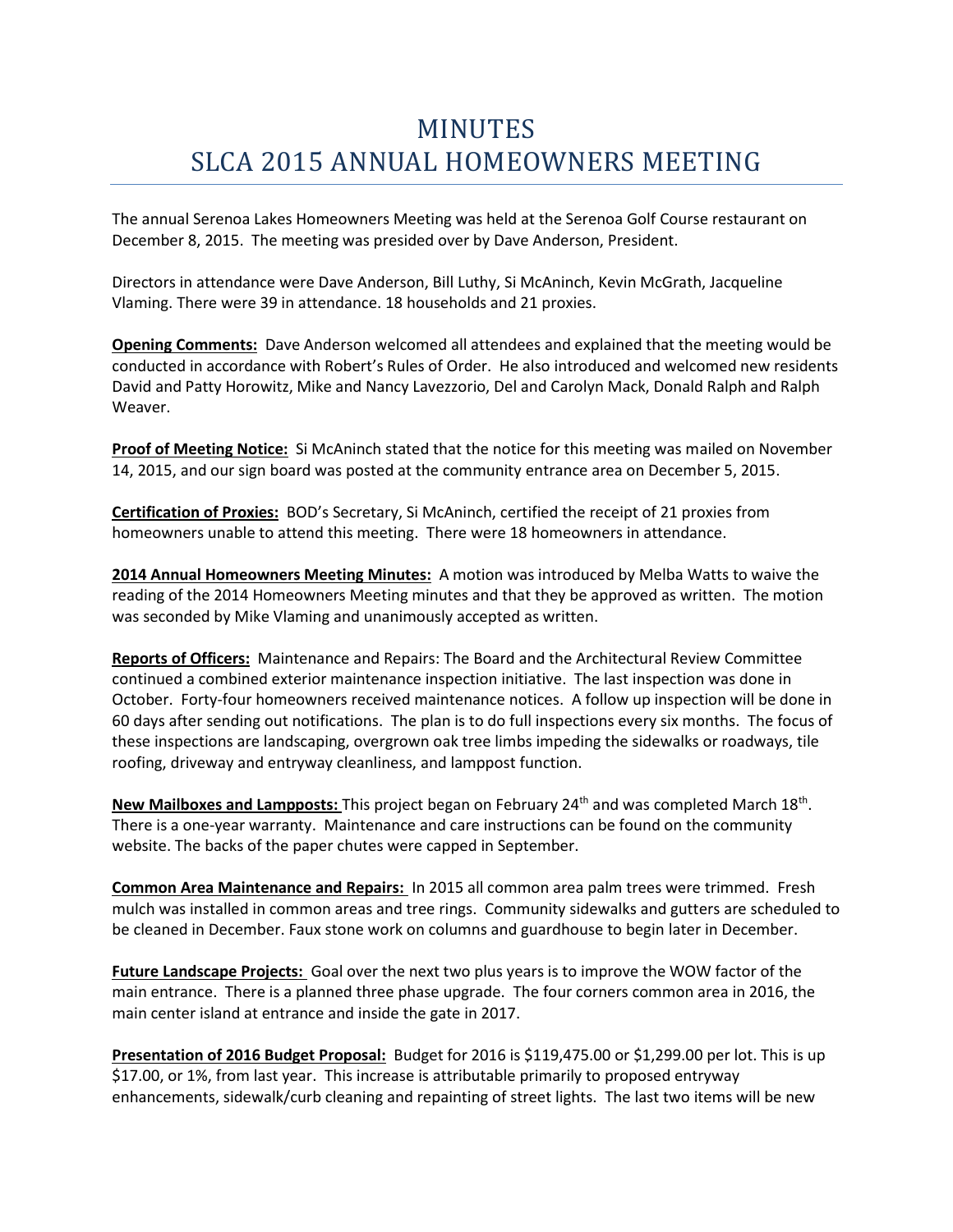# MINUTES
# SLCA 2015 ANNUAL HOMEOWNERS MEETING

The annual Serenoa Lakes Homeowners Meeting was held at the Serenoa Golf Course restaurant on December 8, 2015. The meeting was presided over by Dave Anderson, President.

Directors in attendance were Dave Anderson, Bill Luthy, Si McAninch, Kevin McGrath, Jacqueline Vlaming. There were 39 in attendance. 18 households and 21 proxies.

**Opening Comments:** Dave Anderson welcomed all attendees and explained that the meeting would be conducted in accordance with Robert's Rules of Order. He also introduced and welcomed new residents David and Patty Horowitz, Mike and Nancy Lavezzorio, Del and Carolyn Mack, Donald Ralph and Ralph Weaver.

**Proof of Meeting Notice:** Si McAninch stated that the notice for this meeting was mailed on November 14, 2015, and our sign board was posted at the community entrance area on December 5, 2015.

**Certification of Proxies:** BOD's Secretary, Si McAninch, certified the receipt of 21 proxies from homeowners unable to attend this meeting. There were 18 homeowners in attendance.

**2014 Annual Homeowners Meeting Minutes:** A motion was introduced by Melba Watts to waive the reading of the 2014 Homeowners Meeting minutes and that they be approved as written. The motion was seconded by Mike Vlaming and unanimously accepted as written.

**Reports of Officers:** Maintenance and Repairs: The Board and the Architectural Review Committee continued a combined exterior maintenance inspection initiative. The last inspection was done in October. Forty-four homeowners received maintenance notices. A follow up inspection will be done in 60 days after sending out notifications. The plan is to do full inspections every six months. The focus of these inspections are landscaping, overgrown oak tree limbs impeding the sidewalks or roadways, tile roofing, driveway and entryway cleanliness, and lamppost function.

**New Mailboxes and Lampposts:** This project began on February 24th and was completed March 18th. There is a one-year warranty. Maintenance and care instructions can be found on the community website. The backs of the paper chutes were capped in September.

**Common Area Maintenance and Repairs:** In 2015 all common area palm trees were trimmed. Fresh mulch was installed in common areas and tree rings. Community sidewalks and gutters are scheduled to be cleaned in December. Faux stone work on columns and guardhouse to begin later in December.

**Future Landscape Projects:** Goal over the next two plus years is to improve the WOW factor of the main entrance. There is a planned three phase upgrade. The four corners common area in 2016, the main center island at entrance and inside the gate in 2017.

**Presentation of 2016 Budget Proposal:** Budget for 2016 is $119,475.00 or $1,299.00 per lot. This is up $17.00, or 1%, from last year. This increase is attributable primarily to proposed entryway enhancements, sidewalk/curb cleaning and repainting of street lights. The last two items will be new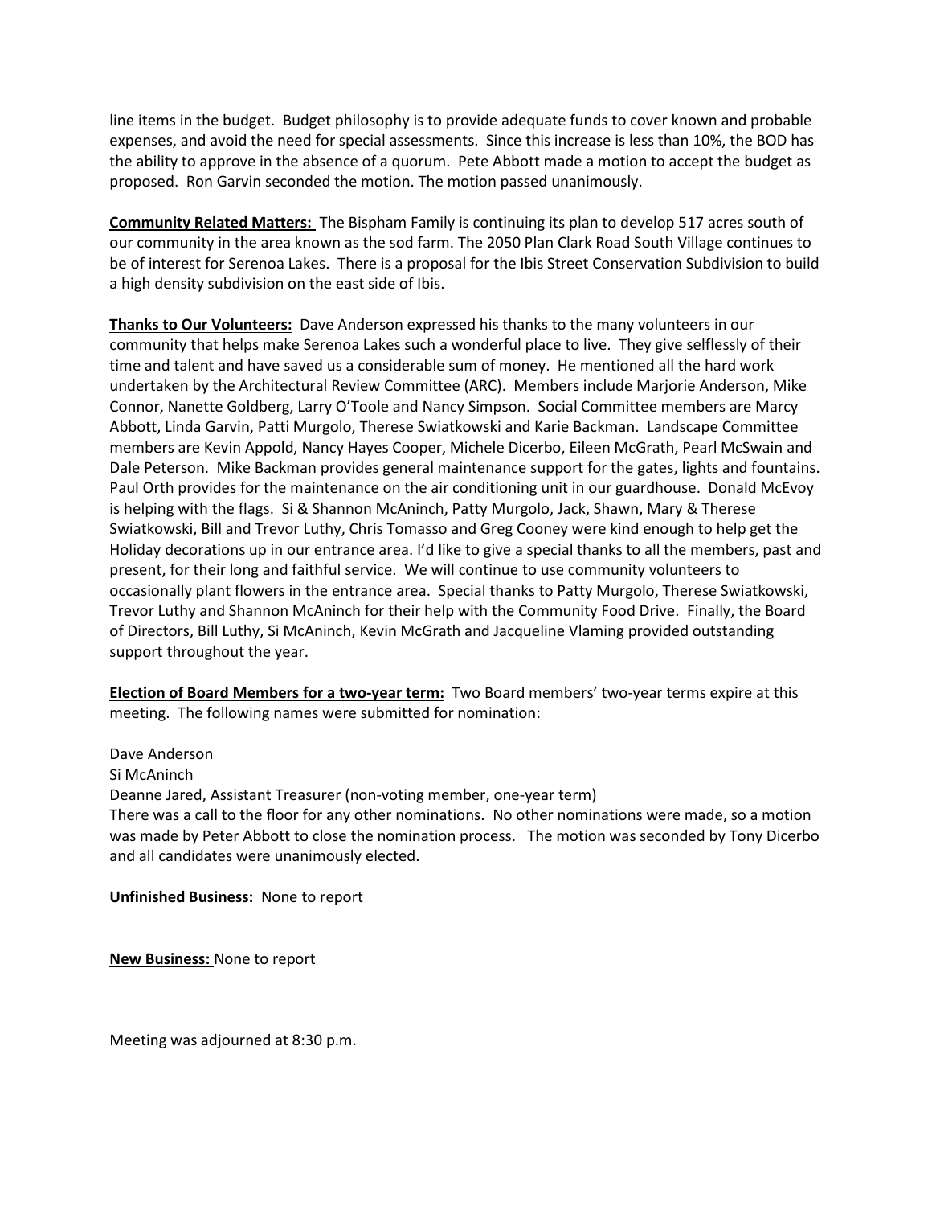line items in the budget. Budget philosophy is to provide adequate funds to cover known and probable expenses, and avoid the need for special assessments. Since this increase is less than 10%, the BOD has the ability to approve in the absence of a quorum. Pete Abbott made a motion to accept the budget as proposed. Ron Garvin seconded the motion. The motion passed unanimously.

**Community Related Matters:** The Bispham Family is continuing its plan to develop 517 acres south of our community in the area known as the sod farm. The 2050 Plan Clark Road South Village continues to be of interest for Serenoa Lakes. There is a proposal for the Ibis Street Conservation Subdivision to build a high density subdivision on the east side of Ibis.

**Thanks to Our Volunteers:** Dave Anderson expressed his thanks to the many volunteers in our community that helps make Serenoa Lakes such a wonderful place to live. They give selflessly of their time and talent and have saved us a considerable sum of money. He mentioned all the hard work undertaken by the Architectural Review Committee (ARC). Members include Marjorie Anderson, Mike Connor, Nanette Goldberg, Larry O'Toole and Nancy Simpson. Social Committee members are Marcy Abbott, Linda Garvin, Patti Murgolo, Therese Swiatkowski and Karie Backman. Landscape Committee members are Kevin Appold, Nancy Hayes Cooper, Michele Dicerbo, Eileen McGrath, Pearl McSwain and Dale Peterson. Mike Backman provides general maintenance support for the gates, lights and fountains. Paul Orth provides for the maintenance on the air conditioning unit in our guardhouse. Donald McEvoy is helping with the flags. Si & Shannon McAninch, Patty Murgolo, Jack, Shawn, Mary & Therese Swiatkowski, Bill and Trevor Luthy, Chris Tomasso and Greg Cooney were kind enough to help get the Holiday decorations up in our entrance area. I'd like to give a special thanks to all the members, past and present, for their long and faithful service. We will continue to use community volunteers to occasionally plant flowers in the entrance area. Special thanks to Patty Murgolo, Therese Swiatkowski, Trevor Luthy and Shannon McAninch for their help with the Community Food Drive. Finally, the Board of Directors, Bill Luthy, Si McAninch, Kevin McGrath and Jacqueline Vlaming provided outstanding support throughout the year.

**Election of Board Members for a two-year term:** Two Board members' two-year terms expire at this meeting. The following names were submitted for nomination:

Dave Anderson
Si McAninch
Deanne Jared, Assistant Treasurer (non-voting member, one-year term)
There was a call to the floor for any other nominations. No other nominations were made, so a motion was made by Peter Abbott to close the nomination process. The motion was seconded by Tony Dicerbo and all candidates were unanimously elected.

**Unfinished Business:** None to report

**New Business:** None to report

Meeting was adjourned at 8:30 p.m.